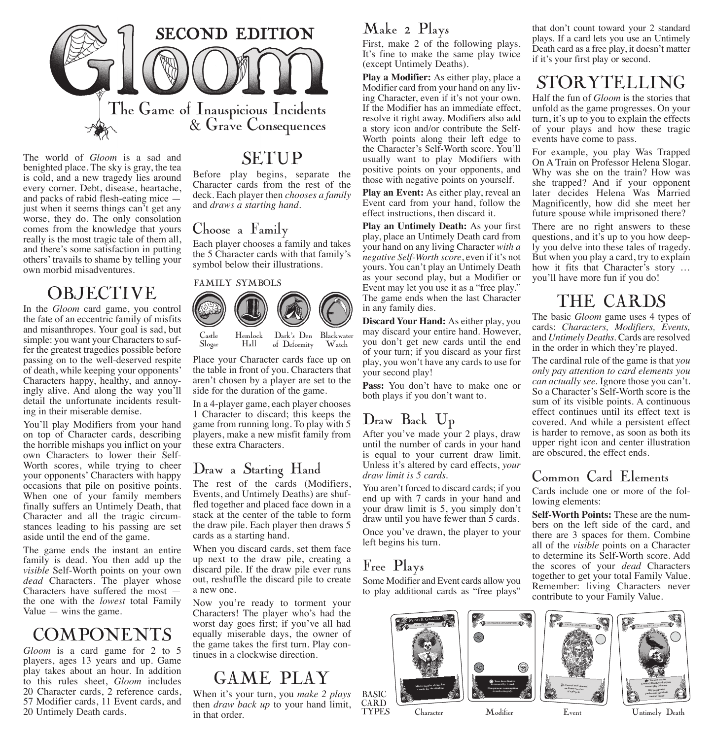# Gloom

SECOND EDITION

The Game of Inauspicious Incidents & Grave Consequences

The world of *Gloom* is a sad and benighted place. The sky is gray, the tea is cold, and a new tragedy lies around every corner. Debt, disease, heartache, and packs of rabid flesh-eating mice — just when it seems things can't get any worse, they do. The only consolation comes from the knowledge that yours really is the most tragic tale of them all, and there's some satisfaction in putting others' travails to shame by telling your own morbid misadventures.

## OBJECTIVE

In the *Gloom* card game, you control the fate of an eccentric family of misfits and misanthropes. Your goal is sad, but simple: you want your Characters to suffer the greatest tragedies possible before passing on to the well-deserved respite of death, while keeping your opponents' Characters happy, healthy, and annoyingly alive. And along the way you'll detail the unfortunate incidents resulting in their miserable demise.

You'll play Modifiers from your hand on top of Character cards, describing the horrible mishaps you inflict on your own Characters to lower their Self-Worth scores, while trying to cheer your opponents' Characters with happy occasions that pile on positive points. When one of your family members finally suffers an Untimely Death, that Character and all the tragic circumstances leading to his passing are set aside until the end of the game.

The game ends the instant an entire family is dead. You then add up the *visible* Self-Worth points on your own *dead* Characters. The player whose Characters have suffered the most — the one with the *lowest* total Family Value — wins the game.

## COMPONENTS

*Gloom* is a card game for 2 to 5 players, ages 13 years and up. Game play takes about an hour. In addition to this rules sheet, *Gloom* includes 20 Character cards, 2 reference cards, 57 Modifier cards, 11 Event cards, and 20 Untimely Death cards.

## SETUP

Before play begins, separate the Character cards from the rest of the deck. Each player then *chooses a family* and *draws a starting hand*.

### Choose a Family

Each player chooses a family and takes the 5 Character cards with that family's symbol below their illustrations.

FAMILY SYMBOLS

Castle Slogar · Hemlock Hall · Dark's Den of Deformity · Blackwater Watch

Place your Character cards face up on the table in front of you. Characters that aren't chosen by a player are set to the side for the duration of the game.

In a 4-player game, each player chooses 1 Character to discard; this keeps the game from running long. To play with 5 players, make a new misfit family from these extra Characters.

### Draw a Starting Hand

The rest of the cards (Modifiers, Events, and Untimely Deaths) are shuffled together and placed face down in a stack at the center of the table to form the draw pile. Each player then draws 5 cards as a starting hand.

When you discard cards, set them face up next to the draw pile, creating a discard pile. If the draw pile ever runs out, reshuffle the discard pile to create a new one.

Now you're ready to torment your Characters! The player who's had the worst day goes first; if you've all had equally miserable days, the owner of the game takes the first turn. Play continues in a clockwise direction.

## GAME PLAY

When it's your turn, you *make 2 plays* then *draw back up* to your hand limit, in that order.

### Make 2 Plays

First, make 2 of the following plays. It's fine to make the same play twice (except Untimely Deaths).

**Play a Modifier:** As either play, place a Modifier card from your hand on any living Character, even if it's not your own. If the Modifier has an immediate effect, resolve it right away. Modifiers also add a story icon and/or contribute the Self-Worth points along their left edge to the Character's Self-Worth score. You'll usually want to play Modifiers with positive points on your opponents, and those with negative points on yourself.

**Play an Event:** As either play, reveal an Event card from your hand, follow the effect instructions, then discard it.

**Play an Untimely Death:** As your first play, place an Untimely Death card from your hand on any living Character *with a negative Self-Worth score*, even if it's not yours. You can't play an Untimely Death as your second play, but a Modifier or Event may let you use it as a "free play." The game ends when the last Character in any family dies.

**Discard Your Hand:** As either play, you may discard your entire hand. However, you don't get new cards until the end of your turn; if you discard as your first play, you won't have any cards to use for your second play!

**Pass:** You don't have to make one or both plays if you don't want to.

### Draw Back Up

After you've made your 2 plays, draw until the number of cards in your hand is equal to your current draw limit. Unless it's altered by card effects, *your draw limit is 5 cards*.

You aren't forced to discard cards; if you end up with 7 cards in your hand and your draw limit is 5, you simply don't draw until you have fewer than 5 cards.

Once you've drawn, the player to your left begins his turn.

### Free Plays

Some Modifier and Event cards allow you to play additional cards as "free plays" that don't count toward your 2 standard plays. If a card lets you use an Untimely Death card as a free play, it doesn't matter if it's your first play or second.

## STORYTELLING

Half the fun of *Gloom* is the stories that unfold as the game progresses. On your turn, it's up to you to explain the effects of your plays and how these tragic events have come to pass.

For example, you play Was Trapped On A Train on Professor Helena Slogar. Why was she on the train? How was she trapped? And if your opponent later decides Helena Was Married Magnificently, how did she meet her future spouse while imprisoned there?

There are no right answers to these questions, and it's up to you how deeply you delve into these tales of tragedy. But when you play a card, try to explain how it fits that Character's story … you'll have more fun if you do!

## THE CARDS

The basic *Gloom* game uses 4 types of cards: *Characters, Modifiers, Events,* and *Untimely Deaths.* Cards are resolved in the order in which they're played.

The cardinal rule of the game is that *you only pay attention to card elements you can actually see.* Ignore those you can't. So a Character's Self-Worth score is the sum of its visible points. A continuous effect continues until its effect text is covered. And while a persistent effect is harder to remove, as soon as both its upper right icon and center illustration are obscured, the effect ends.

### Common Card Elements

Cards include one or more of the following elements:

**Self-Worth Points:** These are the numbers on the left side of the card, and there are 3 spaces for them. Combine all of the *visible* points on a Character to determine its Self-Worth score. Add the scores of your *dead* Characters together to get your total Family Value. Remember: living Characters never contribute to your Family Value.

BASIC CARD TYPES: Character · Modifier · Event · Untimely Death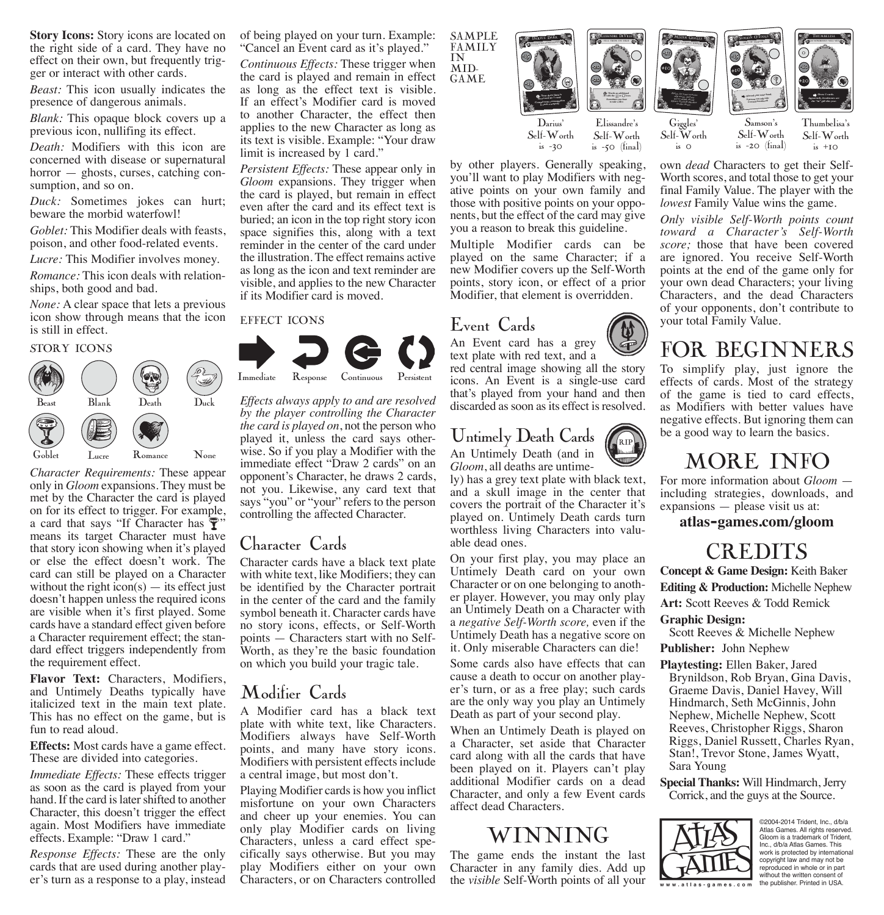**Story Icons:** Story icons are located on the right side of a card. They have no effect on their own, but frequently trigger or interact with other cards.

*Beast:* This icon usually indicates the presence of dangerous animals.

*Blank:* This opaque block covers up a previous icon, nullifing its effect.

*Death:* Modifiers with this icon are concerned with disease or supernatural horror — ghosts, curses, catching consumption, and so on.

*Duck:* Sometimes jokes can hurt; beware the morbid waterfowl!

*Goblet:* This Modifier deals with feasts, poison, and other food-related events.

*Lucre:* This Modifier involves money.

*Romance:* This icon deals with relationships, both good and bad.

*None:* A clear space that lets a previous icon show through means that the icon is still in effect.

STORY ICONS

Beast Blank Death Duck

Goblet Lucre Romance None

*Character Requirements:* These appear only in *Gloom* expansions. They must be met by the Character the card is played on for its effect to trigger. For example, a card that says "If Character has [Goblet]" means its target Character must have that story icon showing when it's played or else the effect doesn't work. The card can still be played on a Character without the right icon(s) — its effect just doesn't happen unless the required icons are visible when it's first played. Some cards have a standard effect given before a Character requirement effect; the standard effect triggers independently from the requirement effect.

**Flavor Text:** Characters, Modifiers, and Untimely Deaths typically have italicized text in the main text plate. This has no effect on the game, but is fun to read aloud.

**Effects:** Most cards have a game effect. These are divided into categories.

*Immediate Effects:* These effects trigger as soon as the card is played from your hand. If the card is later shifted to another Character, this doesn't trigger the effect again. Most Modifiers have immediate effects. Example: "Draw 1 card."

*Response Effects:* These are the only cards that are used during another player's turn as a response to a play, instead of being played on your turn. Example: "Cancel an Event card as it's played."

*Continuous Effects:* These trigger when the card is played and remain in effect as long as the effect text is visible. If an effect's Modifier card is moved to another Character, the effect then applies to the new Character as long as its text is visible. Example: "Your draw limit is increased by 1 card."

*Persistent Effects:* These appear only in *Gloom* expansions. They trigger when the card is played, but remain in effect even after the card and its effect text is buried; an icon in the top right story icon space signifies this, along with a text reminder in the center of the card under the illustration. The effect remains active as long as the icon and text reminder are visible, and applies to the new Character if its Modifier card is moved.

EFFECT ICONS

Immediate Response Continuous Persistent

*Effects always apply to and are resolved by the player controlling the Character the card is played on*, not the person who played it, unless the card says otherwise. So if you play a Modifier with the immediate effect "Draw 2 cards" on an opponent's Character, he draws 2 cards, not you. Likewise, any card text that says "you" or "your" refers to the person controlling the affected Character.

## Character Cards

Character cards have a black text plate with white text, like Modifiers; they can be identified by the Character portrait in the center of the card and the family symbol beneath it. Character cards have no story icons, effects, or Self-Worth points — Characters start with no Self-Worth, as they're the basic foundation on which you build your tragic tale.

## Modifier Cards

A Modifier card has a black text plate with white text, like Characters. Modifiers always have Self-Worth points, and many have story icons. Modifiers with persistent effects include a central image, but most don't.

Playing Modifier cards is how you inflict misfortune on your own Characters and cheer up your enemies. You can only play Modifier cards on living Characters, unless a card effect specifically says otherwise. But you may play Modifiers either on your own Characters, or on Characters controlled by other players. Generally speaking, you'll want to play Modifiers with negative points on your own family and those with positive points on your opponents, but the effect of the card may give you a reason to break this guideline.

SAMPLE FAMILY IN MID-GAME

Darius' Self-Worth is -30

Elissandre's Self-Worth is -50 (final)

Giggles' Self-Worth is 0

Samson's Self-Worth is -20 (final)

Thumbelisa's Self-Worth is +10

Multiple Modifier cards can be played on the same Character; if a new Modifier covers up the Self-Worth points, story icon, or effect of a prior Modifier, that element is overridden.

## Event Cards

An Event card has a grey text plate with red text, and a red central image showing all the story icons. An Event is a single-use card that's played from your hand and then discarded as soon as its effect is resolved.

## Untimely Death Cards

An Untimely Death (and in *Gloom*, all deaths are untimely) has a grey text plate with black text, and a skull image in the center that covers the portrait of the Character it's played on. Untimely Death cards turn worthless living Characters into valuable dead ones.

On your first play, you may place an Untimely Death card on your own Character or on one belonging to another player. However, you may only play an Untimely Death on a Character with a *negative Self-Worth score,* even if the Untimely Death has a negative score on it. Only miserable Characters can die!

Some cards also have effects that can cause a death to occur on another player's turn, or as a free play; such cards are the only way you play an Untimely Death as part of your second play.

When an Untimely Death is played on a Character, set aside that Character card along with all the cards that have been played on it. Players can't play additional Modifier cards on a dead Character, and only a few Event cards affect dead Characters.

## WINNING

The game ends the instant the last Character in any family dies. Add up the *visible* Self-Worth points of all your own *dead* Characters to get their Self-Worth scores, and total those to get your final Family Value. The player with the *lowest* Family Value wins the game.

*Only visible Self-Worth points count toward a Character's Self-Worth score;* those that have been covered are ignored. You receive Self-Worth points at the end of the game only for your own dead Characters; your living Characters, and the dead Characters of your opponents, don't contribute to your total Family Value.

## FOR BEGINNERS

To simplify play, just ignore the effects of cards. Most of the strategy of the game is tied to card effects, as Modifiers with better values have negative effects. But ignoring them can be a good way to learn the basics.

## MORE INFO

For more information about *Gloom* — including strategies, downloads, and expansions — please visit us at:

**atlas-games.com/gloom**

## CREDITS

**Concept & Game Design:** Keith Baker

**Editing & Production:** Michelle Nephew

**Art:** Scott Reeves & Todd Remick

**Graphic Design:** Scott Reeves & Michelle Nephew

**Publisher:** John Nephew

**Playtesting:** Ellen Baker, Jared Brynildson, Rob Bryan, Gina Davis, Graeme Davis, Daniel Havey, Will Hindmarch, Seth McGinnis, John Nephew, Michelle Nephew, Scott Reeves, Christopher Riggs, Sharon Riggs, Daniel Russett, Charles Ryan, Stan!, Trevor Stone, James Wyatt, Sara Young

**Special Thanks:** Will Hindmarch, Jerry Corrick, and the guys at the Source.

www.atlas-games.com

©2004-2014 Trident, Inc., d/b/a Atlas Games. All rights reserved. Gloom is a trademark of Trident, Inc., d/b/a Atlas Games. This work is protected by international copyright law and may not be reproduced in whole or in part without the written consent of the publisher. Printed in USA.